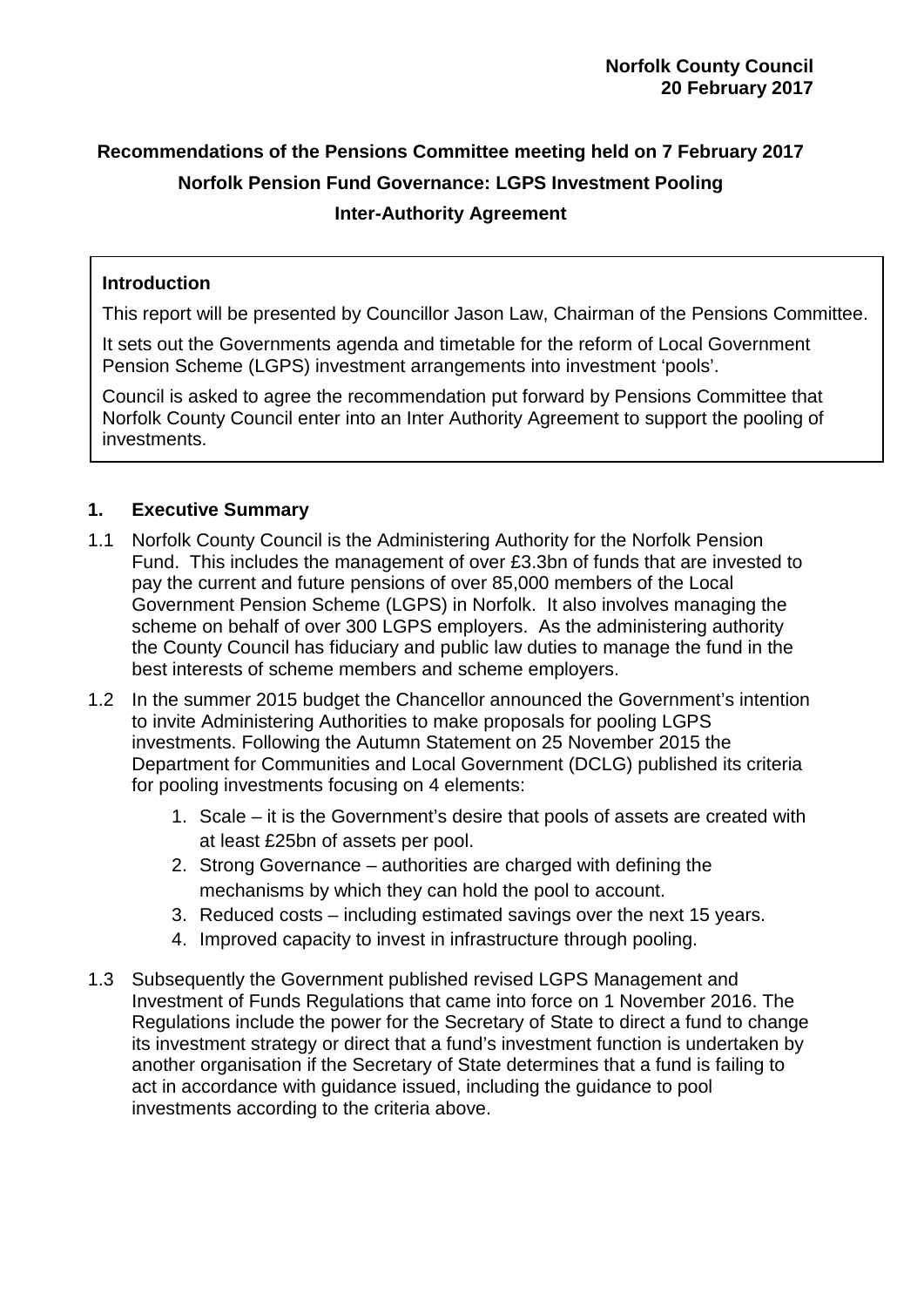**Norfolk County Council**
**20 February 2017**

# Recommendations of the Pensions Committee meeting held on 7 February 2017

## Norfolk Pension Fund Governance: LGPS Investment Pooling

## Inter-Authority Agreement

**Introduction**

This report will be presented by Councillor Jason Law, Chairman of the Pensions Committee.

It sets out the Governments agenda and timetable for the reform of Local Government Pension Scheme (LGPS) investment arrangements into investment 'pools'.

Council is asked to agree the recommendation put forward by Pensions Committee that Norfolk County Council enter into an Inter Authority Agreement to support the pooling of investments.

## 1. Executive Summary

1.1 Norfolk County Council is the Administering Authority for the Norfolk Pension Fund. This includes the management of over £3.3bn of funds that are invested to pay the current and future pensions of over 85,000 members of the Local Government Pension Scheme (LGPS) in Norfolk. It also involves managing the scheme on behalf of over 300 LGPS employers. As the administering authority the County Council has fiduciary and public law duties to manage the fund in the best interests of scheme members and scheme employers.

1.2 In the summer 2015 budget the Chancellor announced the Government's intention to invite Administering Authorities to make proposals for pooling LGPS investments. Following the Autumn Statement on 25 November 2015 the Department for Communities and Local Government (DCLG) published its criteria for pooling investments focusing on 4 elements:

1. Scale – it is the Government's desire that pools of assets are created with at least £25bn of assets per pool.
2. Strong Governance – authorities are charged with defining the mechanisms by which they can hold the pool to account.
3. Reduced costs – including estimated savings over the next 15 years.
4. Improved capacity to invest in infrastructure through pooling.

1.3 Subsequently the Government published revised LGPS Management and Investment of Funds Regulations that came into force on 1 November 2016. The Regulations include the power for the Secretary of State to direct a fund to change its investment strategy or direct that a fund's investment function is undertaken by another organisation if the Secretary of State determines that a fund is failing to act in accordance with guidance issued, including the guidance to pool investments according to the criteria above.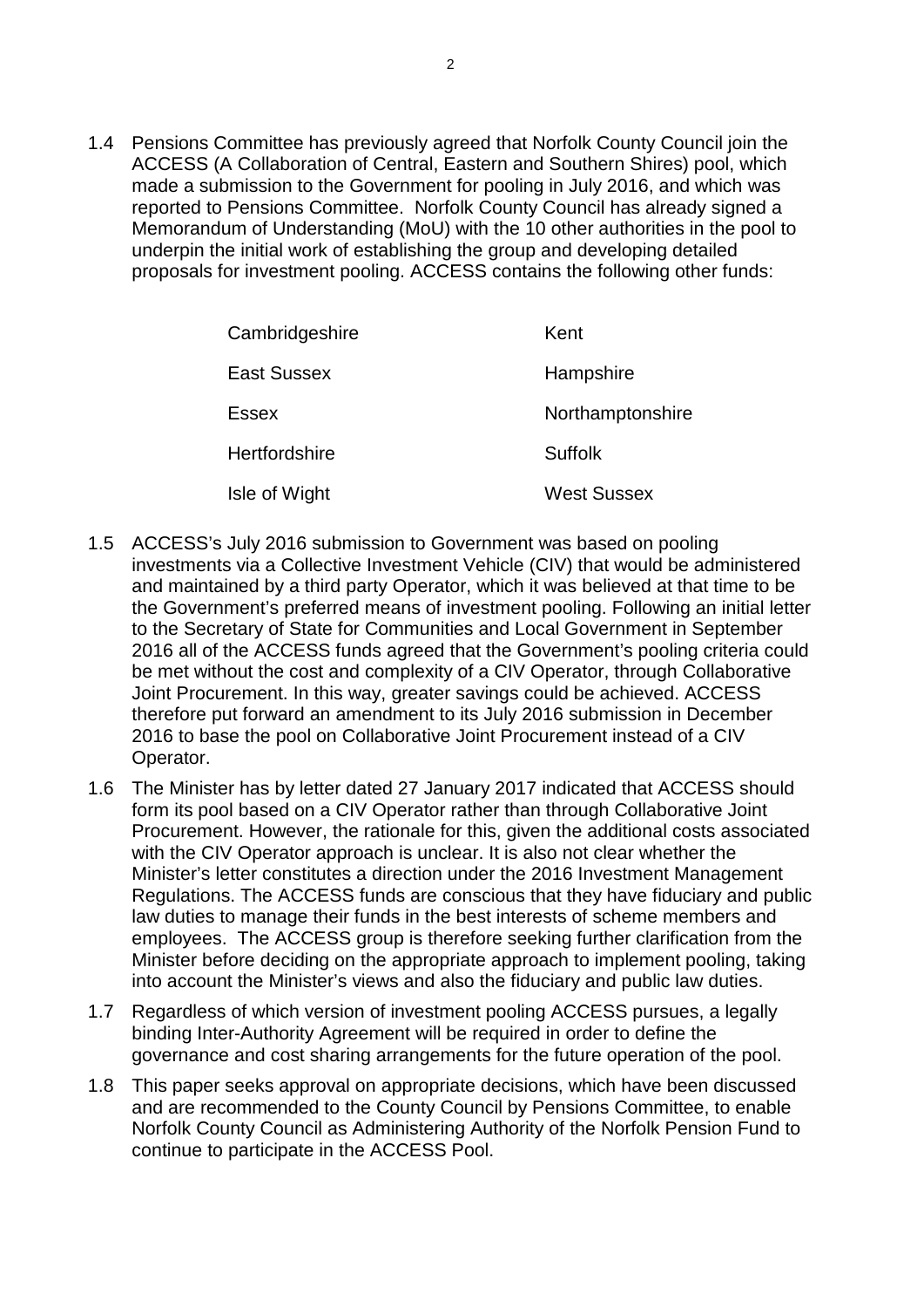1.4 Pensions Committee has previously agreed that Norfolk County Council join the ACCESS (A Collaboration of Central, Eastern and Southern Shires) pool, which made a submission to the Government for pooling in July 2016, and which was reported to Pensions Committee. Norfolk County Council has already signed a Memorandum of Understanding (MoU) with the 10 other authorities in the pool to underpin the initial work of establishing the group and developing detailed proposals for investment pooling. ACCESS contains the following other funds:

| | |
|---|---|
| Cambridgeshire | Kent |
| East Sussex | Hampshire |
| Essex | Northamptonshire |
| Hertfordshire | Suffolk |
| Isle of Wight | West Sussex |

1.5 ACCESS's July 2016 submission to Government was based on pooling investments via a Collective Investment Vehicle (CIV) that would be administered and maintained by a third party Operator, which it was believed at that time to be the Government's preferred means of investment pooling. Following an initial letter to the Secretary of State for Communities and Local Government in September 2016 all of the ACCESS funds agreed that the Government's pooling criteria could be met without the cost and complexity of a CIV Operator, through Collaborative Joint Procurement. In this way, greater savings could be achieved. ACCESS therefore put forward an amendment to its July 2016 submission in December 2016 to base the pool on Collaborative Joint Procurement instead of a CIV Operator.

1.6 The Minister has by letter dated 27 January 2017 indicated that ACCESS should form its pool based on a CIV Operator rather than through Collaborative Joint Procurement. However, the rationale for this, given the additional costs associated with the CIV Operator approach is unclear. It is also not clear whether the Minister's letter constitutes a direction under the 2016 Investment Management Regulations. The ACCESS funds are conscious that they have fiduciary and public law duties to manage their funds in the best interests of scheme members and employees. The ACCESS group is therefore seeking further clarification from the Minister before deciding on the appropriate approach to implement pooling, taking into account the Minister's views and also the fiduciary and public law duties.

1.7 Regardless of which version of investment pooling ACCESS pursues, a legally binding Inter-Authority Agreement will be required in order to define the governance and cost sharing arrangements for the future operation of the pool.

1.8 This paper seeks approval on appropriate decisions, which have been discussed and are recommended to the County Council by Pensions Committee, to enable Norfolk County Council as Administering Authority of the Norfolk Pension Fund to continue to participate in the ACCESS Pool.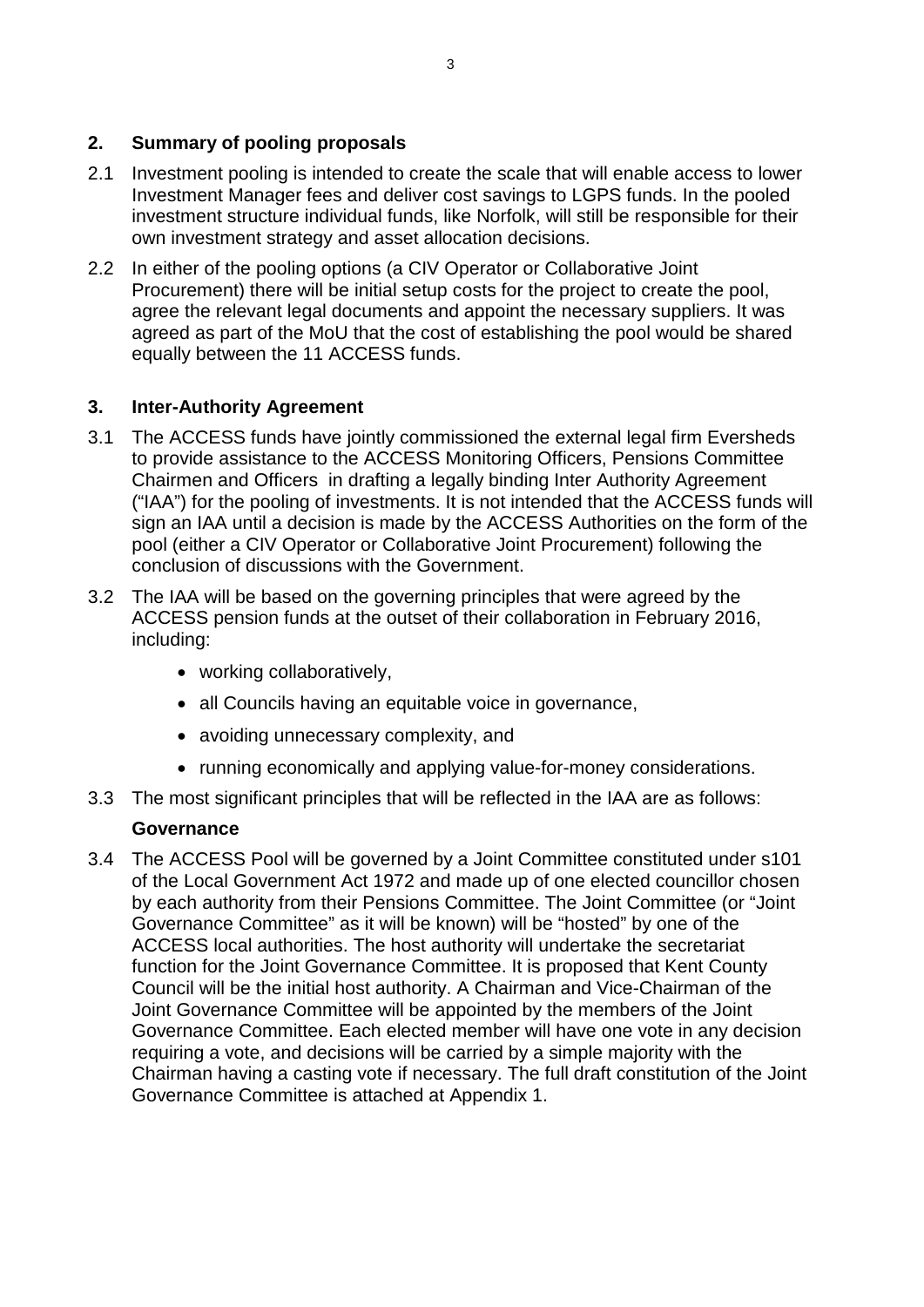## 2. Summary of pooling proposals

2.1 Investment pooling is intended to create the scale that will enable access to lower Investment Manager fees and deliver cost savings to LGPS funds. In the pooled investment structure individual funds, like Norfolk, will still be responsible for their own investment strategy and asset allocation decisions.

2.2 In either of the pooling options (a CIV Operator or Collaborative Joint Procurement) there will be initial setup costs for the project to create the pool, agree the relevant legal documents and appoint the necessary suppliers. It was agreed as part of the MoU that the cost of establishing the pool would be shared equally between the 11 ACCESS funds.

## 3. Inter-Authority Agreement

3.1 The ACCESS funds have jointly commissioned the external legal firm Eversheds to provide assistance to the ACCESS Monitoring Officers, Pensions Committee Chairmen and Officers in drafting a legally binding Inter Authority Agreement ("IAA") for the pooling of investments. It is not intended that the ACCESS funds will sign an IAA until a decision is made by the ACCESS Authorities on the form of the pool (either a CIV Operator or Collaborative Joint Procurement) following the conclusion of discussions with the Government.

3.2 The IAA will be based on the governing principles that were agreed by the ACCESS pension funds at the outset of their collaboration in February 2016, including:

- working collaboratively,
- all Councils having an equitable voice in governance,
- avoiding unnecessary complexity, and
- running economically and applying value-for-money considerations.

3.3 The most significant principles that will be reflected in the IAA are as follows:

**Governance**

3.4 The ACCESS Pool will be governed by a Joint Committee constituted under s101 of the Local Government Act 1972 and made up of one elected councillor chosen by each authority from their Pensions Committee. The Joint Committee (or "Joint Governance Committee" as it will be known) will be "hosted" by one of the ACCESS local authorities. The host authority will undertake the secretariat function for the Joint Governance Committee. It is proposed that Kent County Council will be the initial host authority. A Chairman and Vice-Chairman of the Joint Governance Committee will be appointed by the members of the Joint Governance Committee. Each elected member will have one vote in any decision requiring a vote, and decisions will be carried by a simple majority with the Chairman having a casting vote if necessary. The full draft constitution of the Joint Governance Committee is attached at Appendix 1.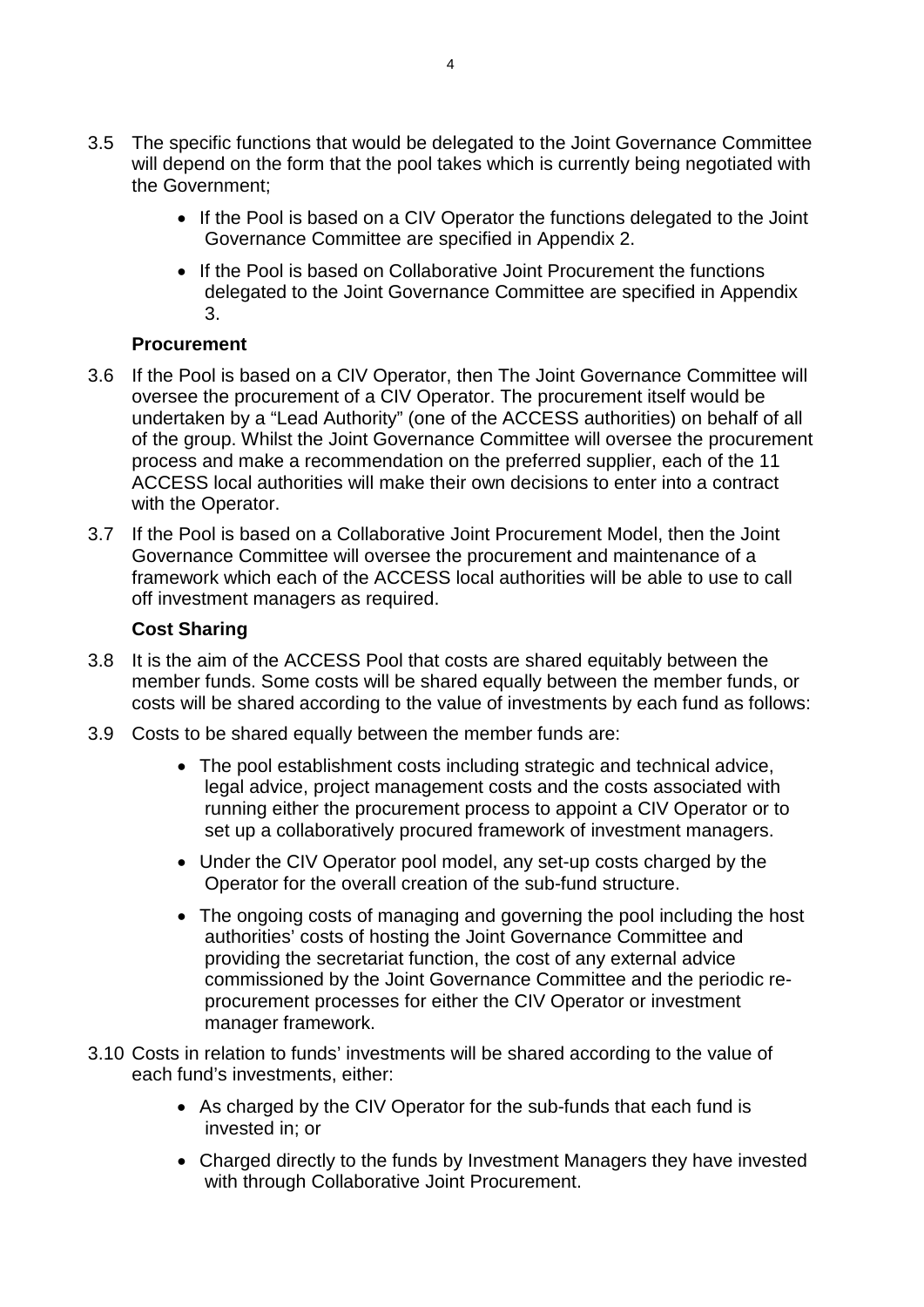3.5 The specific functions that would be delegated to the Joint Governance Committee will depend on the form that the pool takes which is currently being negotiated with the Government;

- If the Pool is based on a CIV Operator the functions delegated to the Joint Governance Committee are specified in Appendix 2.
- If the Pool is based on Collaborative Joint Procurement the functions delegated to the Joint Governance Committee are specified in Appendix 3.

**Procurement**

3.6 If the Pool is based on a CIV Operator, then The Joint Governance Committee will oversee the procurement of a CIV Operator. The procurement itself would be undertaken by a "Lead Authority" (one of the ACCESS authorities) on behalf of all of the group. Whilst the Joint Governance Committee will oversee the procurement process and make a recommendation on the preferred supplier, each of the 11 ACCESS local authorities will make their own decisions to enter into a contract with the Operator.

3.7 If the Pool is based on a Collaborative Joint Procurement Model, then the Joint Governance Committee will oversee the procurement and maintenance of a framework which each of the ACCESS local authorities will be able to use to call off investment managers as required.

**Cost Sharing**

3.8 It is the aim of the ACCESS Pool that costs are shared equitably between the member funds. Some costs will be shared equally between the member funds, or costs will be shared according to the value of investments by each fund as follows:

3.9 Costs to be shared equally between the member funds are:

- The pool establishment costs including strategic and technical advice, legal advice, project management costs and the costs associated with running either the procurement process to appoint a CIV Operator or to set up a collaboratively procured framework of investment managers.
- Under the CIV Operator pool model, any set-up costs charged by the Operator for the overall creation of the sub-fund structure.
- The ongoing costs of managing and governing the pool including the host authorities' costs of hosting the Joint Governance Committee and providing the secretariat function, the cost of any external advice commissioned by the Joint Governance Committee and the periodic re-procurement processes for either the CIV Operator or investment manager framework.

3.10 Costs in relation to funds' investments will be shared according to the value of each fund's investments, either:

- As charged by the CIV Operator for the sub-funds that each fund is invested in; or
- Charged directly to the funds by Investment Managers they have invested with through Collaborative Joint Procurement.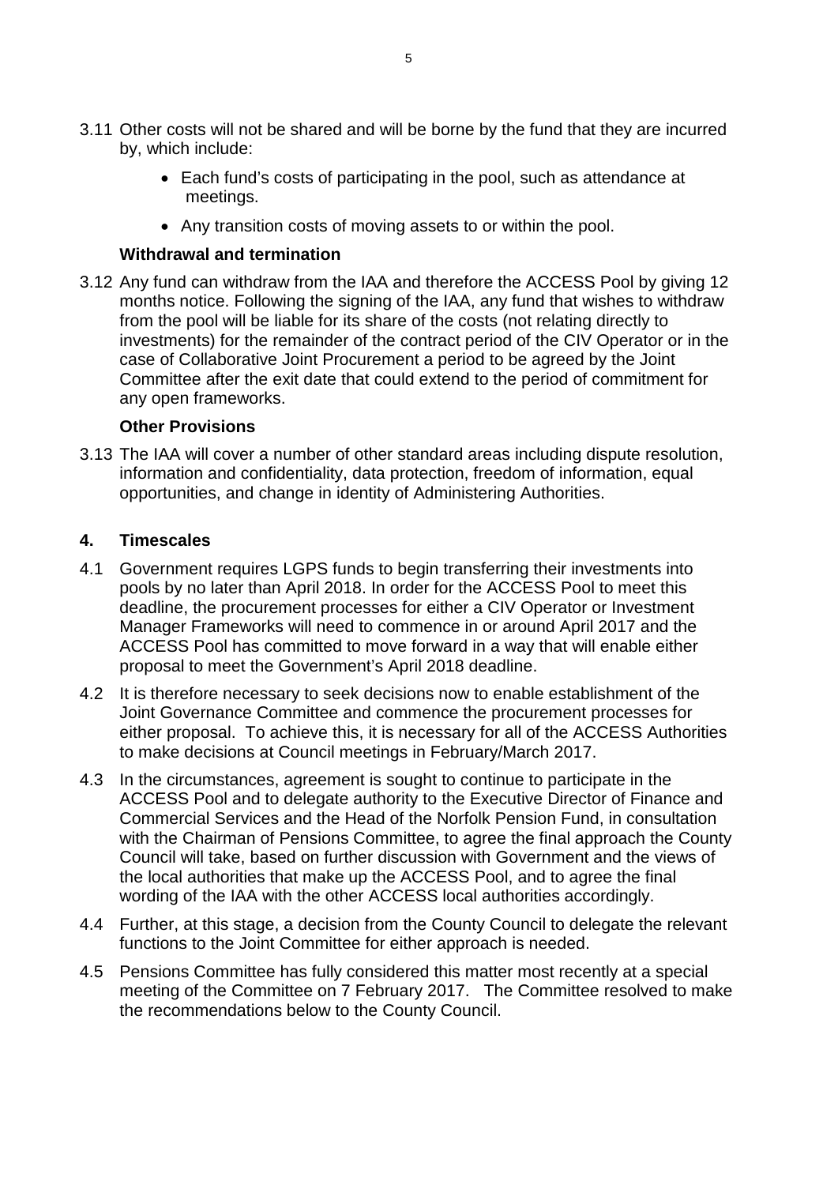3.11 Other costs will not be shared and will be borne by the fund that they are incurred by, which include:

- Each fund's costs of participating in the pool, such as attendance at meetings.
- Any transition costs of moving assets to or within the pool.

**Withdrawal and termination**

3.12 Any fund can withdraw from the IAA and therefore the ACCESS Pool by giving 12 months notice. Following the signing of the IAA, any fund that wishes to withdraw from the pool will be liable for its share of the costs (not relating directly to investments) for the remainder of the contract period of the CIV Operator or in the case of Collaborative Joint Procurement a period to be agreed by the Joint Committee after the exit date that could extend to the period of commitment for any open frameworks.

**Other Provisions**

3.13 The IAA will cover a number of other standard areas including dispute resolution, information and confidentiality, data protection, freedom of information, equal opportunities, and change in identity of Administering Authorities.

## 4. Timescales

4.1 Government requires LGPS funds to begin transferring their investments into pools by no later than April 2018. In order for the ACCESS Pool to meet this deadline, the procurement processes for either a CIV Operator or Investment Manager Frameworks will need to commence in or around April 2017 and the ACCESS Pool has committed to move forward in a way that will enable either proposal to meet the Government's April 2018 deadline.

4.2 It is therefore necessary to seek decisions now to enable establishment of the Joint Governance Committee and commence the procurement processes for either proposal. To achieve this, it is necessary for all of the ACCESS Authorities to make decisions at Council meetings in February/March 2017.

4.3 In the circumstances, agreement is sought to continue to participate in the ACCESS Pool and to delegate authority to the Executive Director of Finance and Commercial Services and the Head of the Norfolk Pension Fund, in consultation with the Chairman of Pensions Committee, to agree the final approach the County Council will take, based on further discussion with Government and the views of the local authorities that make up the ACCESS Pool, and to agree the final wording of the IAA with the other ACCESS local authorities accordingly.

4.4 Further, at this stage, a decision from the County Council to delegate the relevant functions to the Joint Committee for either approach is needed.

4.5 Pensions Committee has fully considered this matter most recently at a special meeting of the Committee on 7 February 2017. The Committee resolved to make the recommendations below to the County Council.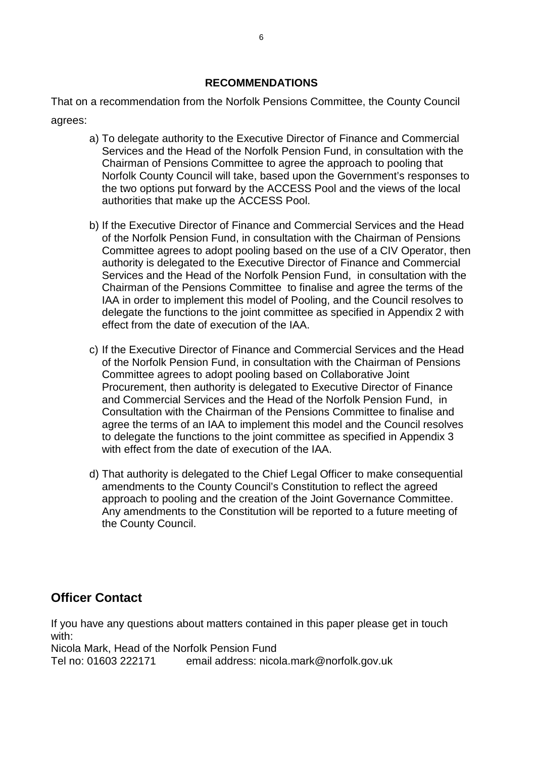## RECOMMENDATIONS

That on a recommendation from the Norfolk Pensions Committee, the County Council agrees:

a) To delegate authority to the Executive Director of Finance and Commercial Services and the Head of the Norfolk Pension Fund, in consultation with the Chairman of Pensions Committee to agree the approach to pooling that Norfolk County Council will take, based upon the Government's responses to the two options put forward by the ACCESS Pool and the views of the local authorities that make up the ACCESS Pool.

b) If the Executive Director of Finance and Commercial Services and the Head of the Norfolk Pension Fund, in consultation with the Chairman of Pensions Committee agrees to adopt pooling based on the use of a CIV Operator, then authority is delegated to the Executive Director of Finance and Commercial Services and the Head of the Norfolk Pension Fund, in consultation with the Chairman of the Pensions Committee to finalise and agree the terms of the IAA in order to implement this model of Pooling, and the Council resolves to delegate the functions to the joint committee as specified in Appendix 2 with effect from the date of execution of the IAA.

c) If the Executive Director of Finance and Commercial Services and the Head of the Norfolk Pension Fund, in consultation with the Chairman of Pensions Committee agrees to adopt pooling based on Collaborative Joint Procurement, then authority is delegated to Executive Director of Finance and Commercial Services and the Head of the Norfolk Pension Fund, in Consultation with the Chairman of the Pensions Committee to finalise and agree the terms of an IAA to implement this model and the Council resolves to delegate the functions to the joint committee as specified in Appendix 3 with effect from the date of execution of the IAA.

d) That authority is delegated to the Chief Legal Officer to make consequential amendments to the County Council's Constitution to reflect the agreed approach to pooling and the creation of the Joint Governance Committee. Any amendments to the Constitution will be reported to a future meeting of the County Council.

## Officer Contact

If you have any questions about matters contained in this paper please get in touch with:
Nicola Mark, Head of the Norfolk Pension Fund
Tel no: 01603 222171 email address: nicola.mark@norfolk.gov.uk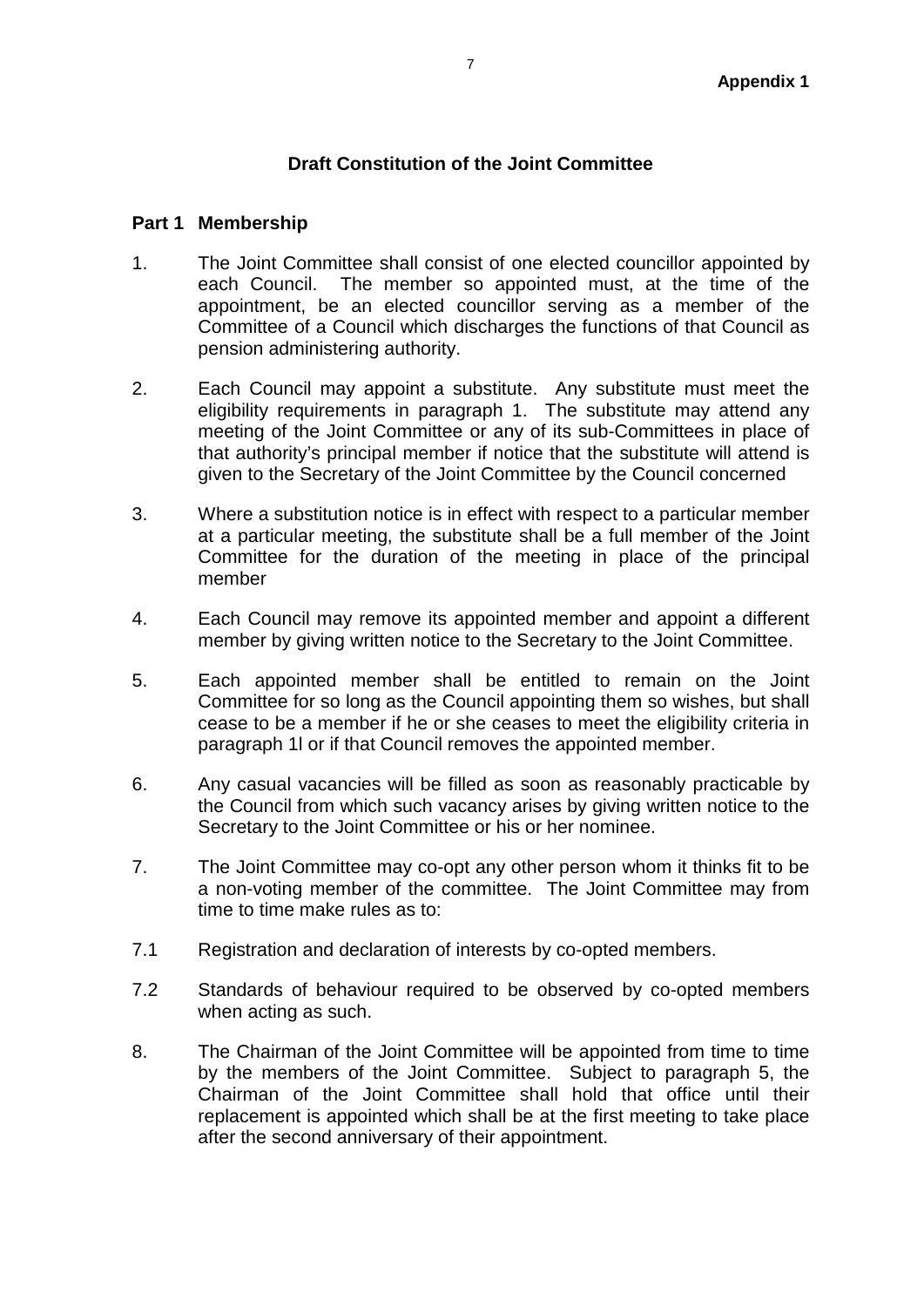**Appendix 1**

# Draft Constitution of the Joint Committee

## Part 1 Membership

1. The Joint Committee shall consist of one elected councillor appointed by each Council. The member so appointed must, at the time of the appointment, be an elected councillor serving as a member of the Committee of a Council which discharges the functions of that Council as pension administering authority.

2. Each Council may appoint a substitute. Any substitute must meet the eligibility requirements in paragraph 1. The substitute may attend any meeting of the Joint Committee or any of its sub-Committees in place of that authority's principal member if notice that the substitute will attend is given to the Secretary of the Joint Committee by the Council concerned

3. Where a substitution notice is in effect with respect to a particular member at a particular meeting, the substitute shall be a full member of the Joint Committee for the duration of the meeting in place of the principal member

4. Each Council may remove its appointed member and appoint a different member by giving written notice to the Secretary to the Joint Committee.

5. Each appointed member shall be entitled to remain on the Joint Committee for so long as the Council appointing them so wishes, but shall cease to be a member if he or she ceases to meet the eligibility criteria in paragraph 1l or if that Council removes the appointed member.

6. Any casual vacancies will be filled as soon as reasonably practicable by the Council from which such vacancy arises by giving written notice to the Secretary to the Joint Committee or his or her nominee.

7. The Joint Committee may co-opt any other person whom it thinks fit to be a non-voting member of the committee. The Joint Committee may from time to time make rules as to:

7.1 Registration and declaration of interests by co-opted members.

7.2 Standards of behaviour required to be observed by co-opted members when acting as such.

8. The Chairman of the Joint Committee will be appointed from time to time by the members of the Joint Committee. Subject to paragraph 5, the Chairman of the Joint Committee shall hold that office until their replacement is appointed which shall be at the first meeting to take place after the second anniversary of their appointment.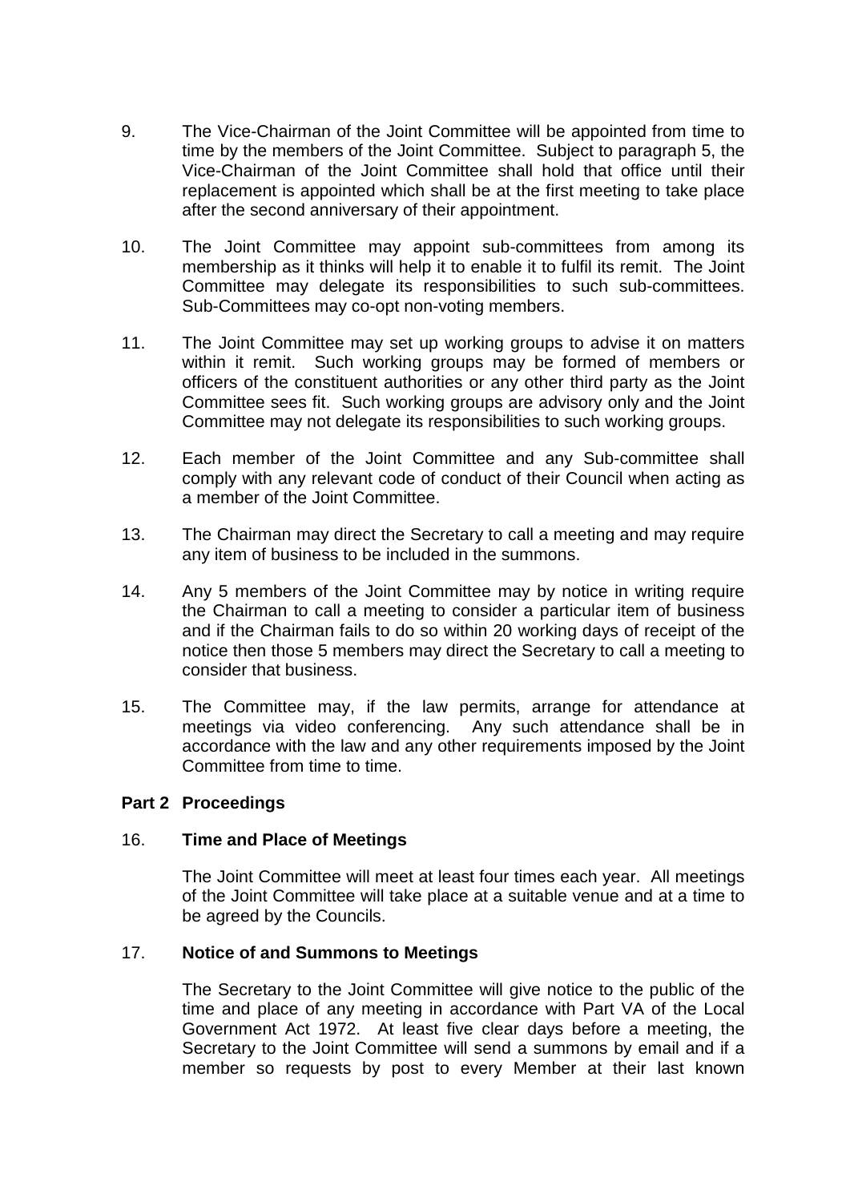9. The Vice-Chairman of the Joint Committee will be appointed from time to time by the members of the Joint Committee. Subject to paragraph 5, the Vice-Chairman of the Joint Committee shall hold that office until their replacement is appointed which shall be at the first meeting to take place after the second anniversary of their appointment.

10. The Joint Committee may appoint sub-committees from among its membership as it thinks will help it to enable it to fulfil its remit. The Joint Committee may delegate its responsibilities to such sub-committees. Sub-Committees may co-opt non-voting members.

11. The Joint Committee may set up working groups to advise it on matters within it remit. Such working groups may be formed of members or officers of the constituent authorities or any other third party as the Joint Committee sees fit. Such working groups are advisory only and the Joint Committee may not delegate its responsibilities to such working groups.

12. Each member of the Joint Committee and any Sub-committee shall comply with any relevant code of conduct of their Council when acting as a member of the Joint Committee.

13. The Chairman may direct the Secretary to call a meeting and may require any item of business to be included in the summons.

14. Any 5 members of the Joint Committee may by notice in writing require the Chairman to call a meeting to consider a particular item of business and if the Chairman fails to do so within 20 working days of receipt of the notice then those 5 members may direct the Secretary to call a meeting to consider that business.

15. The Committee may, if the law permits, arrange for attendance at meetings via video conferencing. Any such attendance shall be in accordance with the law and any other requirements imposed by the Joint Committee from time to time.

## Part 2 Proceedings

### 16. Time and Place of Meetings

The Joint Committee will meet at least four times each year. All meetings of the Joint Committee will take place at a suitable venue and at a time to be agreed by the Councils.

### 17. Notice of and Summons to Meetings

The Secretary to the Joint Committee will give notice to the public of the time and place of any meeting in accordance with Part VA of the Local Government Act 1972. At least five clear days before a meeting, the Secretary to the Joint Committee will send a summons by email and if a member so requests by post to every Member at their last known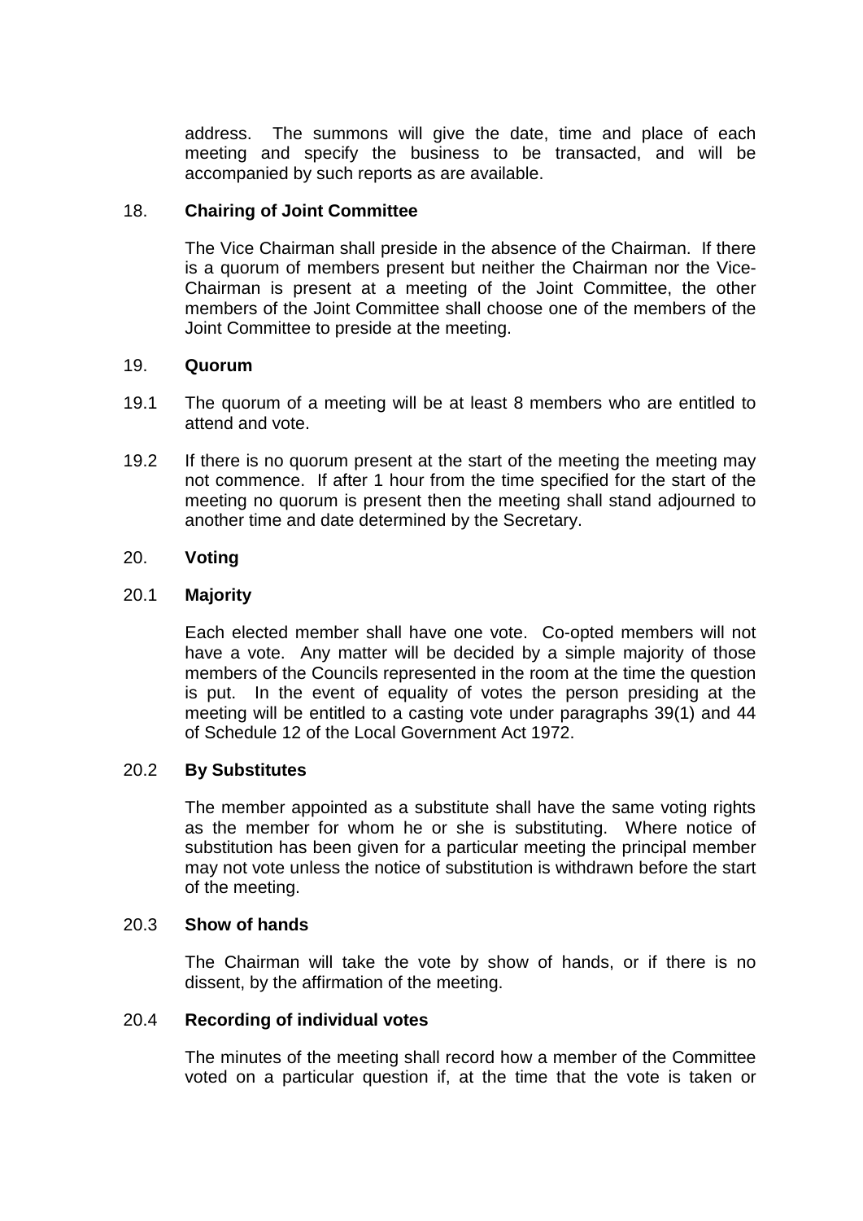address. The summons will give the date, time and place of each meeting and specify the business to be transacted, and will be accompanied by such reports as are available.

18. **Chairing of Joint Committee**

The Vice Chairman shall preside in the absence of the Chairman. If there is a quorum of members present but neither the Chairman nor the Vice-Chairman is present at a meeting of the Joint Committee, the other members of the Joint Committee shall choose one of the members of the Joint Committee to preside at the meeting.

19. **Quorum**

19.1 The quorum of a meeting will be at least 8 members who are entitled to attend and vote.

19.2 If there is no quorum present at the start of the meeting the meeting may not commence. If after 1 hour from the time specified for the start of the meeting no quorum is present then the meeting shall stand adjourned to another time and date determined by the Secretary.

20. **Voting**

20.1 **Majority**

Each elected member shall have one vote. Co-opted members will not have a vote. Any matter will be decided by a simple majority of those members of the Councils represented in the room at the time the question is put. In the event of equality of votes the person presiding at the meeting will be entitled to a casting vote under paragraphs 39(1) and 44 of Schedule 12 of the Local Government Act 1972.

20.2 **By Substitutes**

The member appointed as a substitute shall have the same voting rights as the member for whom he or she is substituting. Where notice of substitution has been given for a particular meeting the principal member may not vote unless the notice of substitution is withdrawn before the start of the meeting.

20.3 **Show of hands**

The Chairman will take the vote by show of hands, or if there is no dissent, by the affirmation of the meeting.

20.4 **Recording of individual votes**

The minutes of the meeting shall record how a member of the Committee voted on a particular question if, at the time that the vote is taken or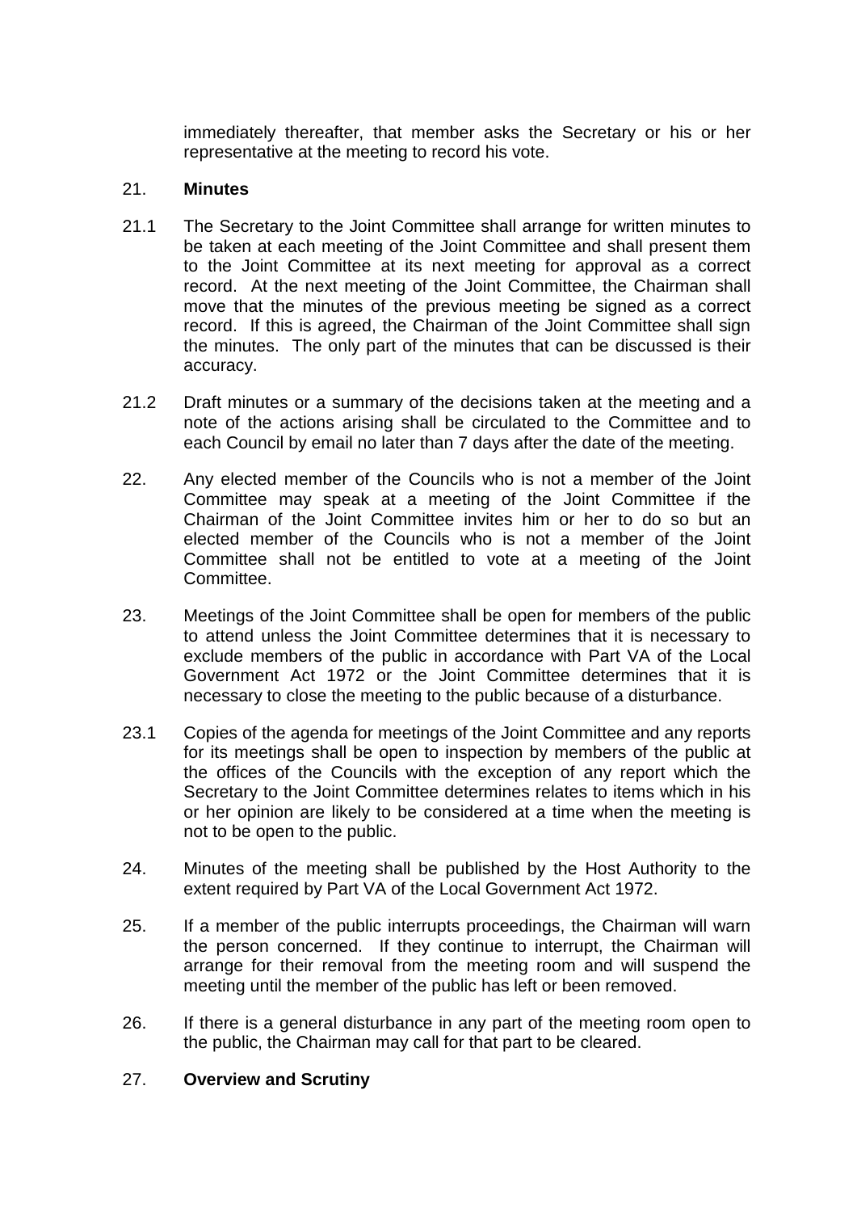immediately thereafter, that member asks the Secretary or his or her representative at the meeting to record his vote.

21. **Minutes**

21.1 The Secretary to the Joint Committee shall arrange for written minutes to be taken at each meeting of the Joint Committee and shall present them to the Joint Committee at its next meeting for approval as a correct record. At the next meeting of the Joint Committee, the Chairman shall move that the minutes of the previous meeting be signed as a correct record. If this is agreed, the Chairman of the Joint Committee shall sign the minutes. The only part of the minutes that can be discussed is their accuracy.

21.2 Draft minutes or a summary of the decisions taken at the meeting and a note of the actions arising shall be circulated to the Committee and to each Council by email no later than 7 days after the date of the meeting.

22. Any elected member of the Councils who is not a member of the Joint Committee may speak at a meeting of the Joint Committee if the Chairman of the Joint Committee invites him or her to do so but an elected member of the Councils who is not a member of the Joint Committee shall not be entitled to vote at a meeting of the Joint Committee.

23. Meetings of the Joint Committee shall be open for members of the public to attend unless the Joint Committee determines that it is necessary to exclude members of the public in accordance with Part VA of the Local Government Act 1972 or the Joint Committee determines that it is necessary to close the meeting to the public because of a disturbance.

23.1 Copies of the agenda for meetings of the Joint Committee and any reports for its meetings shall be open to inspection by members of the public at the offices of the Councils with the exception of any report which the Secretary to the Joint Committee determines relates to items which in his or her opinion are likely to be considered at a time when the meeting is not to be open to the public.

24. Minutes of the meeting shall be published by the Host Authority to the extent required by Part VA of the Local Government Act 1972.

25. If a member of the public interrupts proceedings, the Chairman will warn the person concerned. If they continue to interrupt, the Chairman will arrange for their removal from the meeting room and will suspend the meeting until the member of the public has left or been removed.

26. If there is a general disturbance in any part of the meeting room open to the public, the Chairman may call for that part to be cleared.

27. **Overview and Scrutiny**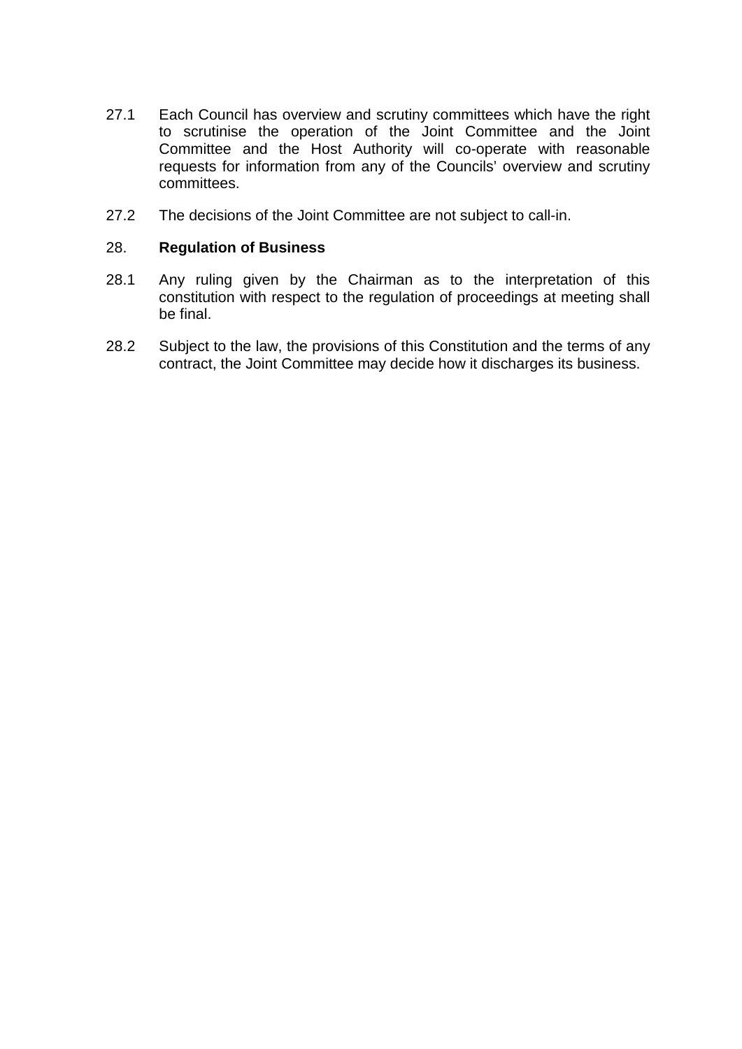27.1 Each Council has overview and scrutiny committees which have the right to scrutinise the operation of the Joint Committee and the Joint Committee and the Host Authority will co-operate with reasonable requests for information from any of the Councils' overview and scrutiny committees.

27.2 The decisions of the Joint Committee are not subject to call-in.

## 28. Regulation of Business

28.1 Any ruling given by the Chairman as to the interpretation of this constitution with respect to the regulation of proceedings at meeting shall be final.

28.2 Subject to the law, the provisions of this Constitution and the terms of any contract, the Joint Committee may decide how it discharges its business.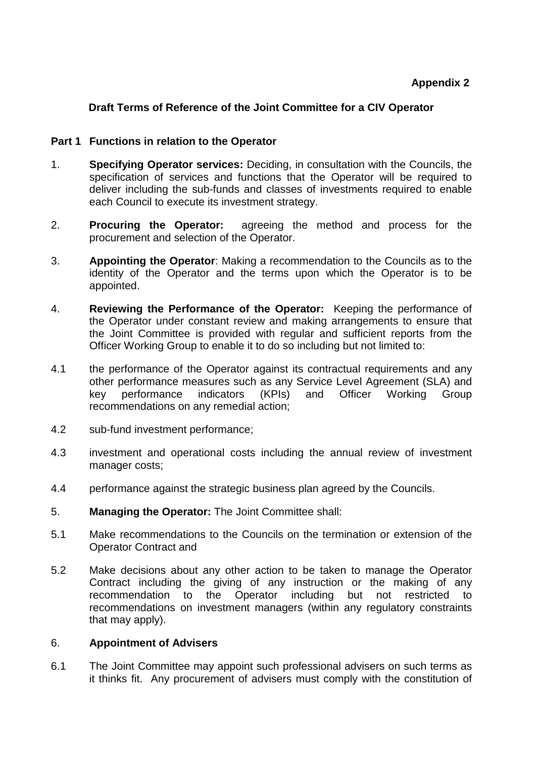**Appendix 2**

## Draft Terms of Reference of the Joint Committee for a CIV Operator

### Part 1 Functions in relation to the Operator

1. **Specifying Operator services:** Deciding, in consultation with the Councils, the specification of services and functions that the Operator will be required to deliver including the sub-funds and classes of investments required to enable each Council to execute its investment strategy.

2. **Procuring the Operator:** agreeing the method and process for the procurement and selection of the Operator.

3. **Appointing the Operator**: Making a recommendation to the Councils as to the identity of the Operator and the terms upon which the Operator is to be appointed.

4. **Reviewing the Performance of the Operator:** Keeping the performance of the Operator under constant review and making arrangements to ensure that the Joint Committee is provided with regular and sufficient reports from the Officer Working Group to enable it to do so including but not limited to:

4.1 the performance of the Operator against its contractual requirements and any other performance measures such as any Service Level Agreement (SLA) and key performance indicators (KPIs) and Officer Working Group recommendations on any remedial action;

4.2 sub-fund investment performance;

4.3 investment and operational costs including the annual review of investment manager costs;

4.4 performance against the strategic business plan agreed by the Councils.

5. **Managing the Operator:** The Joint Committee shall:

5.1 Make recommendations to the Councils on the termination or extension of the Operator Contract and

5.2 Make decisions about any other action to be taken to manage the Operator Contract including the giving of any instruction or the making of any recommendation to the Operator including but not restricted to recommendations on investment managers (within any regulatory constraints that may apply).

6. **Appointment of Advisers**

6.1 The Joint Committee may appoint such professional advisers on such terms as it thinks fit. Any procurement of advisers must comply with the constitution of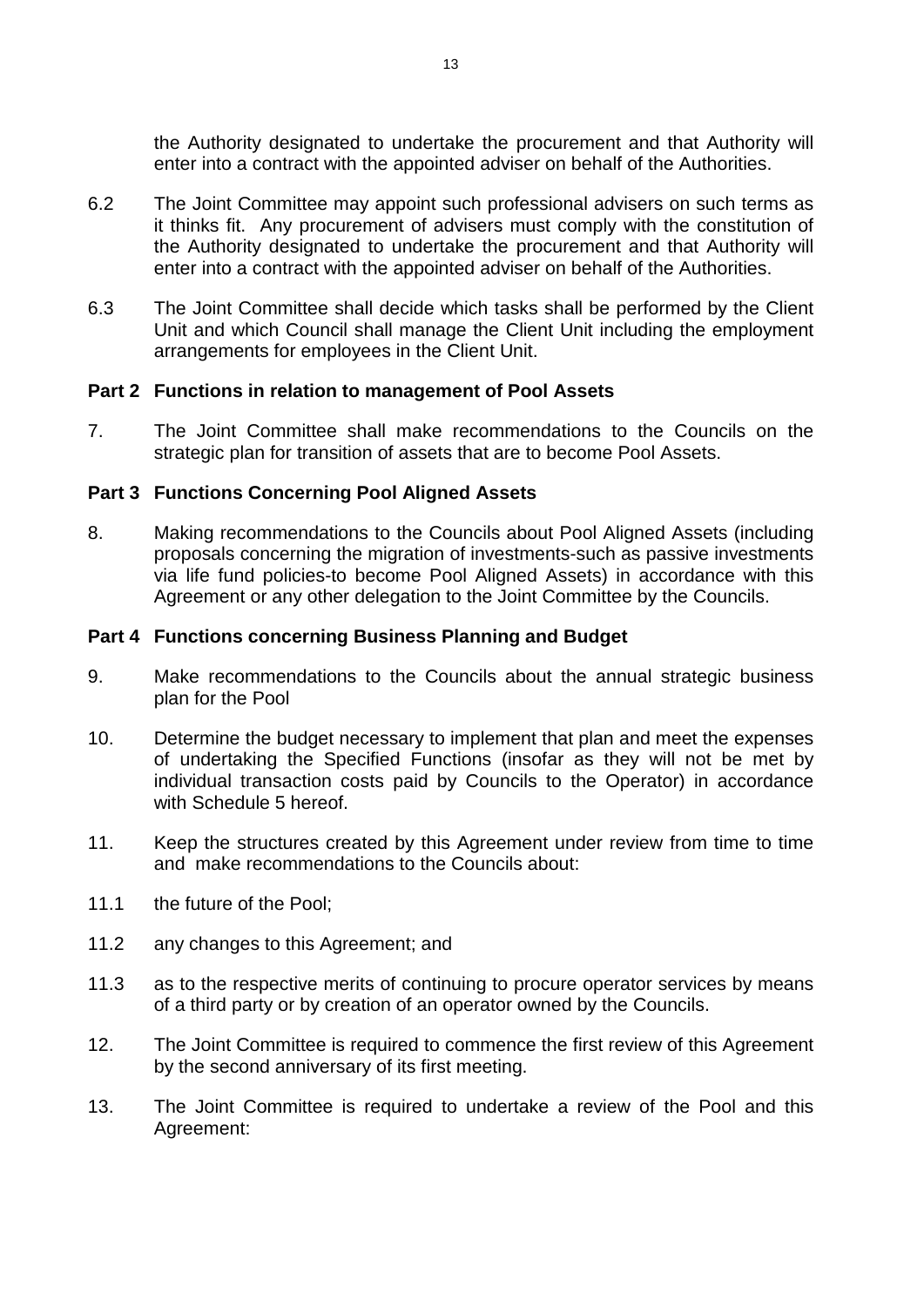the Authority designated to undertake the procurement and that Authority will enter into a contract with the appointed adviser on behalf of the Authorities.

6.2 The Joint Committee may appoint such professional advisers on such terms as it thinks fit. Any procurement of advisers must comply with the constitution of the Authority designated to undertake the procurement and that Authority will enter into a contract with the appointed adviser on behalf of the Authorities.

6.3 The Joint Committee shall decide which tasks shall be performed by the Client Unit and which Council shall manage the Client Unit including the employment arrangements for employees in the Client Unit.

**Part 2 Functions in relation to management of Pool Assets**

7. The Joint Committee shall make recommendations to the Councils on the strategic plan for transition of assets that are to become Pool Assets.

**Part 3 Functions Concerning Pool Aligned Assets**

8. Making recommendations to the Councils about Pool Aligned Assets (including proposals concerning the migration of investments-such as passive investments via life fund policies-to become Pool Aligned Assets) in accordance with this Agreement or any other delegation to the Joint Committee by the Councils.

**Part 4 Functions concerning Business Planning and Budget**

9. Make recommendations to the Councils about the annual strategic business plan for the Pool

10. Determine the budget necessary to implement that plan and meet the expenses of undertaking the Specified Functions (insofar as they will not be met by individual transaction costs paid by Councils to the Operator) in accordance with Schedule 5 hereof.

11. Keep the structures created by this Agreement under review from time to time and make recommendations to the Councils about:

11.1 the future of the Pool;

11.2 any changes to this Agreement; and

11.3 as to the respective merits of continuing to procure operator services by means of a third party or by creation of an operator owned by the Councils.

12. The Joint Committee is required to commence the first review of this Agreement by the second anniversary of its first meeting.

13. The Joint Committee is required to undertake a review of the Pool and this Agreement: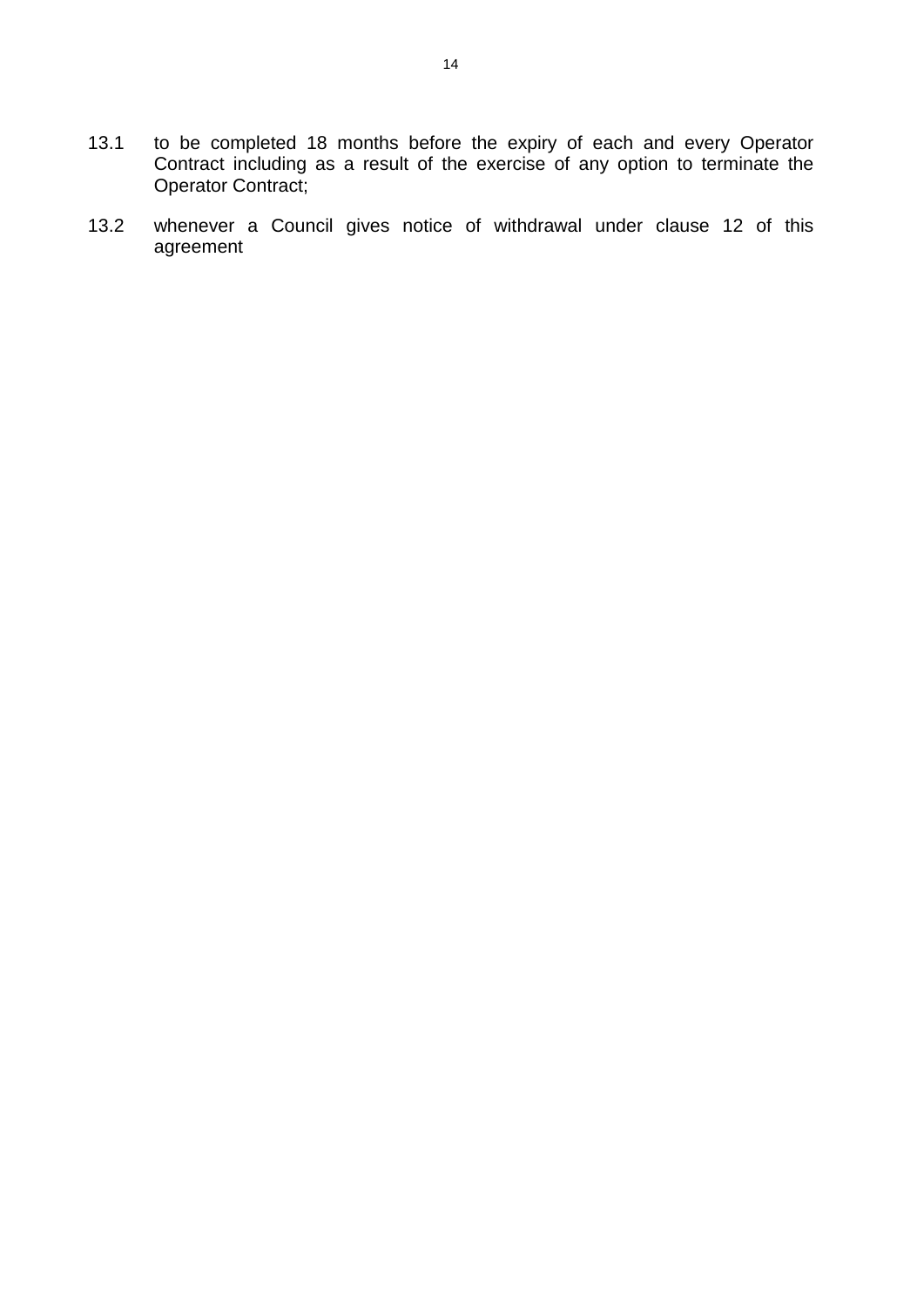13.1 to be completed 18 months before the expiry of each and every Operator Contract including as a result of the exercise of any option to terminate the Operator Contract;

13.2 whenever a Council gives notice of withdrawal under clause 12 of this agreement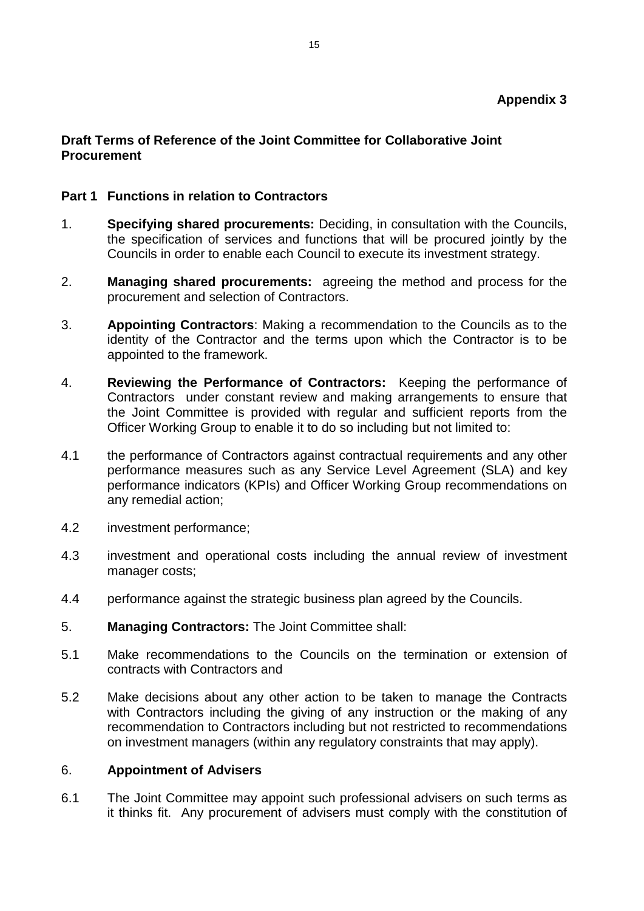**Appendix 3**

**Draft Terms of Reference of the Joint Committee for Collaborative Joint Procurement**

**Part 1 Functions in relation to Contractors**

1. **Specifying shared procurements:** Deciding, in consultation with the Councils, the specification of services and functions that will be procured jointly by the Councils in order to enable each Council to execute its investment strategy.

2. **Managing shared procurements:** agreeing the method and process for the procurement and selection of Contractors.

3. **Appointing Contractors**: Making a recommendation to the Councils as to the identity of the Contractor and the terms upon which the Contractor is to be appointed to the framework.

4. **Reviewing the Performance of Contractors:** Keeping the performance of Contractors under constant review and making arrangements to ensure that the Joint Committee is provided with regular and sufficient reports from the Officer Working Group to enable it to do so including but not limited to:

4.1 the performance of Contractors against contractual requirements and any other performance measures such as any Service Level Agreement (SLA) and key performance indicators (KPIs) and Officer Working Group recommendations on any remedial action;

4.2 investment performance;

4.3 investment and operational costs including the annual review of investment manager costs;

4.4 performance against the strategic business plan agreed by the Councils.

5. **Managing Contractors:** The Joint Committee shall:

5.1 Make recommendations to the Councils on the termination or extension of contracts with Contractors and

5.2 Make decisions about any other action to be taken to manage the Contracts with Contractors including the giving of any instruction or the making of any recommendation to Contractors including but not restricted to recommendations on investment managers (within any regulatory constraints that may apply).

6. **Appointment of Advisers**

6.1 The Joint Committee may appoint such professional advisers on such terms as it thinks fit. Any procurement of advisers must comply with the constitution of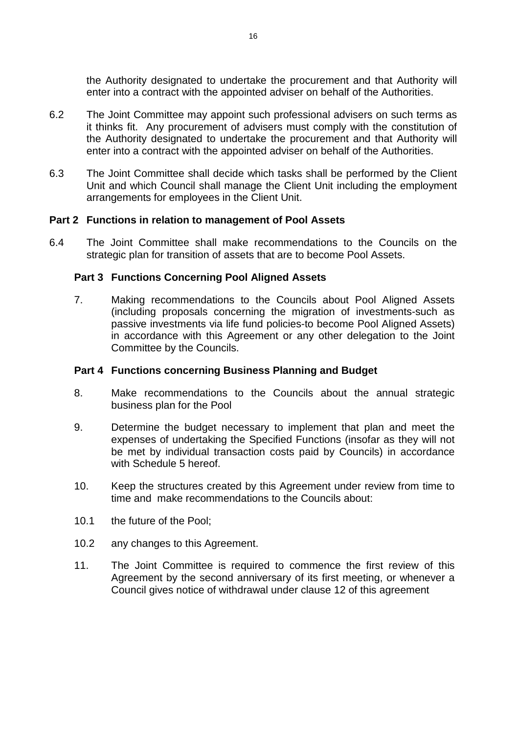the Authority designated to undertake the procurement and that Authority will enter into a contract with the appointed adviser on behalf of the Authorities.

6.2 The Joint Committee may appoint such professional advisers on such terms as it thinks fit. Any procurement of advisers must comply with the constitution of the Authority designated to undertake the procurement and that Authority will enter into a contract with the appointed adviser on behalf of the Authorities.

6.3 The Joint Committee shall decide which tasks shall be performed by the Client Unit and which Council shall manage the Client Unit including the employment arrangements for employees in the Client Unit.

**Part 2 Functions in relation to management of Pool Assets**

6.4 The Joint Committee shall make recommendations to the Councils on the strategic plan for transition of assets that are to become Pool Assets.

**Part 3 Functions Concerning Pool Aligned Assets**

7. Making recommendations to the Councils about Pool Aligned Assets (including proposals concerning the migration of investments-such as passive investments via life fund policies-to become Pool Aligned Assets) in accordance with this Agreement or any other delegation to the Joint Committee by the Councils.

**Part 4 Functions concerning Business Planning and Budget**

8. Make recommendations to the Councils about the annual strategic business plan for the Pool

9. Determine the budget necessary to implement that plan and meet the expenses of undertaking the Specified Functions (insofar as they will not be met by individual transaction costs paid by Councils) in accordance with Schedule 5 hereof.

10. Keep the structures created by this Agreement under review from time to time and make recommendations to the Councils about:

10.1 the future of the Pool;

10.2 any changes to this Agreement.

11. The Joint Committee is required to commence the first review of this Agreement by the second anniversary of its first meeting, or whenever a Council gives notice of withdrawal under clause 12 of this agreement